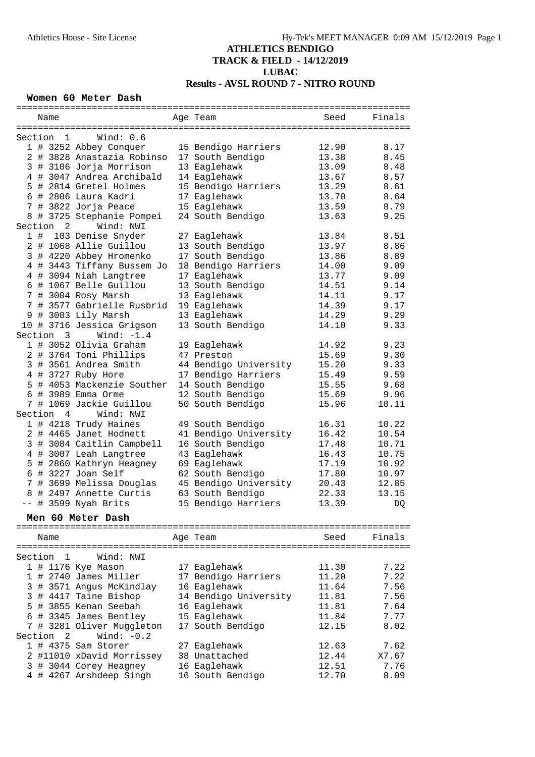# ATHLETICS BENDIGO
## TRACK & FIELD - 14/12/2019
## LUBAC
## Results - AVSL ROUND 7 - NITRO ROUND

### Women 60 Meter Dash

| Place | Name | Age | Team | Seed | Finals |
|---|---|---|---|---|---|
| **Section 1** | **Wind: 0.6** | | | | |
| 1 | # 3252 Abbey Conquer | 15 | Bendigo Harriers | 12.90 | 8.17 |
| 2 | # 3828 Anastazia Robinso | 17 | South Bendigo | 13.38 | 8.45 |
| 3 | # 3106 Jorja Morrison | 13 | Eaglehawk | 13.09 | 8.48 |
| 4 | # 3047 Andrea Archibald | 14 | Eaglehawk | 13.67 | 8.57 |
| 5 | # 2814 Gretel Holmes | 15 | Bendigo Harriers | 13.29 | 8.61 |
| 6 | # 2806 Laura Kadri | 17 | Eaglehawk | 13.70 | 8.64 |
| 7 | # 3822 Jorja Peace | 15 | Eaglehawk | 13.59 | 8.79 |
| 8 | # 3725 Stephanie Pompei | 24 | South Bendigo | 13.63 | 9.25 |
| **Section 2** | **Wind: NWI** | | | | |
| 1 | # 103 Denise Snyder | 27 | Eaglehawk | 13.84 | 8.51 |
| 2 | # 1068 Allie Guillou | 13 | South Bendigo | 13.97 | 8.86 |
| 3 | # 4220 Abbey Hromenko | 17 | South Bendigo | 13.86 | 8.89 |
| 4 | # 3443 Tiffany Bussem Jo | 18 | Bendigo Harriers | 14.00 | 9.09 |
| 4 | # 3094 Niah Langtree | 17 | Eaglehawk | 13.77 | 9.09 |
| 6 | # 1067 Belle Guillou | 13 | South Bendigo | 14.51 | 9.14 |
| 7 | # 3004 Rosy Marsh | 13 | Eaglehawk | 14.11 | 9.17 |
| 7 | # 3577 Gabrielle Rusbrid | 19 | Eaglehawk | 14.39 | 9.17 |
| 9 | # 3003 Lily Marsh | 13 | Eaglehawk | 14.29 | 9.29 |
| 10 | # 3716 Jessica Grigson | 13 | South Bendigo | 14.10 | 9.33 |
| **Section 3** | **Wind: -1.4** | | | | |
| 1 | # 3052 Olivia Graham | 19 | Eaglehawk | 14.92 | 9.23 |
| 2 | # 3764 Toni Phillips | 47 | Preston | 15.69 | 9.30 |
| 3 | # 3561 Andrea Smith | 44 | Bendigo University | 15.20 | 9.33 |
| 4 | # 3727 Ruby Hore | 17 | Bendigo Harriers | 15.49 | 9.59 |
| 5 | # 4053 Mackenzie Souther | 14 | South Bendigo | 15.55 | 9.68 |
| 6 | # 3989 Emma Orme | 12 | South Bendigo | 15.69 | 9.96 |
| 7 | # 1069 Jackie Guillou | 50 | South Bendigo | 15.96 | 10.11 |
| **Section 4** | **Wind: NWI** | | | | |
| 1 | # 4218 Trudy Haines | 49 | South Bendigo | 16.31 | 10.22 |
| 2 | # 4465 Janet Hodnett | 41 | Bendigo University | 16.42 | 10.54 |
| 3 | # 3084 Caitlin Campbell | 16 | South Bendigo | 17.48 | 10.71 |
| 4 | # 3007 Leah Langtree | 43 | Eaglehawk | 16.43 | 10.75 |
| 5 | # 2860 Kathryn Heagney | 69 | Eaglehawk | 17.19 | 10.92 |
| 6 | # 3227 Joan Self | 62 | South Bendigo | 17.80 | 10.97 |
| 7 | # 3699 Melissa Douglas | 45 | Bendigo University | 20.43 | 12.85 |
| 8 | # 2497 Annette Curtis | 63 | South Bendigo | 22.33 | 13.15 |
| -- | # 3599 Nyah Brits | 15 | Bendigo Harriers | 13.39 | DQ |

### Men 60 Meter Dash

| Place | Name | Age | Team | Seed | Finals |
|---|---|---|---|---|---|
| **Section 1** | **Wind: NWI** | | | | |
| 1 | # 1176 Kye Mason | 17 | Eaglehawk | 11.30 | 7.22 |
| 1 | # 2740 James Miller | 17 | Bendigo Harriers | 11.20 | 7.22 |
| 3 | # 3571 Angus McKindlay | 16 | Eaglehawk | 11.64 | 7.56 |
| 3 | # 4417 Taine Bishop | 14 | Bendigo University | 11.81 | 7.56 |
| 5 | # 3855 Kenan Seebah | 16 | Eaglehawk | 11.81 | 7.64 |
| 6 | # 3345 James Bentley | 15 | Eaglehawk | 11.84 | 7.77 |
| 7 | # 3281 Oliver Muggleton | 17 | South Bendigo | 12.15 | 8.02 |
| **Section 2** | **Wind: -0.2** | | | | |
| 1 | # 4375 Sam Storer | 27 | Eaglehawk | 12.63 | 7.62 |
| 2 | #11010 xDavid Morrissey | 38 | Unattached | 12.44 | X7.67 |
| 3 | # 3044 Corey Heagney | 16 | Eaglehawk | 12.51 | 7.76 |
| 4 | # 4267 Arshdeep Singh | 16 | South Bendigo | 12.70 | 8.09 |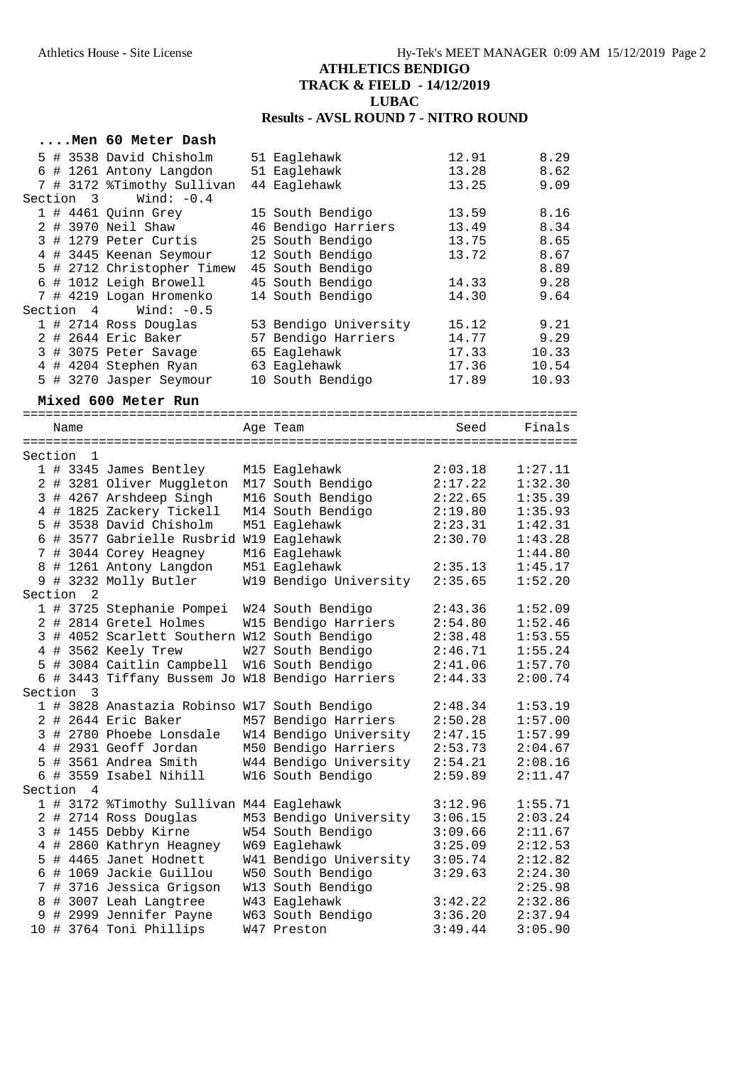**ATHLETICS BENDIGO**
**TRACK & FIELD - 14/12/2019**
**LUBAC**
**Results - AVSL ROUND 7 - NITRO ROUND**

### ....Men 60 Meter Dash

```
  5 # 3538 David Chisholm      51 Eaglehawk              12.91        8.29
  6 # 1261 Antony Langdon      51 Eaglehawk              13.28        8.62
  7 # 3172 %Timothy Sullivan   44 Eaglehawk              13.25        9.09
Section  3     Wind: -0.4
  1 # 4461 Quinn Grey          15 South Bendigo          13.59        8.16
  2 # 3970 Neil Shaw           46 Bendigo Harriers       13.49        8.34
  3 # 1279 Peter Curtis        25 South Bendigo          13.75        8.65
  4 # 3445 Keenan Seymour      12 South Bendigo          13.72        8.67
  5 # 2712 Christopher Timew   45 South Bendigo                       8.89
  6 # 1012 Leigh Browell       45 South Bendigo          14.33        9.28
  7 # 4219 Logan Hromenko      14 South Bendigo          14.30        9.64
Section  4     Wind: -0.5
  1 # 2714 Ross Douglas        53 Bendigo University     15.12        9.21
  2 # 2644 Eric Baker          57 Bendigo Harriers       14.77        9.29
  3 # 3075 Peter Savage        65 Eaglehawk              17.33       10.33
  4 # 4204 Stephen Ryan        63 Eaglehawk              17.36       10.54
  5 # 3270 Jasper Seymour      10 South Bendigo          17.89       10.93
```

### Mixed 600 Meter Run

```
=========================================================================
    Name                        Age Team                    Seed    Finals
=========================================================================
Section  1
  1 # 3345 James Bentley       M15 Eaglehawk             2:03.18    1:27.11
  2 # 3281 Oliver Muggleton    M17 South Bendigo         2:17.22    1:32.30
  3 # 4267 Arshdeep Singh      M16 South Bendigo         2:22.65    1:35.39
  4 # 1825 Zackery Tickell     M14 South Bendigo         2:19.80    1:35.93
  5 # 3538 David Chisholm      M51 Eaglehawk             2:23.31    1:42.31
  6 # 3577 Gabrielle Rusbrid W19 Eaglehawk               2:30.70    1:43.28
  7 # 3044 Corey Heagney       M16 Eaglehawk                        1:44.80
  8 # 1261 Antony Langdon      M51 Eaglehawk             2:35.13    1:45.17
  9 # 3232 Molly Butler        W19 Bendigo University    2:35.65    1:52.20
Section  2
  1 # 3725 Stephanie Pompei    W24 South Bendigo         2:43.36    1:52.09
  2 # 2814 Gretel Holmes       W15 Bendigo Harriers      2:54.80    1:52.46
  3 # 4052 Scarlett Southern W12 South Bendigo           2:38.48    1:53.55
  4 # 3562 Keely Trew          W27 South Bendigo         2:46.71    1:55.24
  5 # 3084 Caitlin Campbell    W16 South Bendigo         2:41.06    1:57.70
  6 # 3443 Tiffany Bussem Jo W18 Bendigo Harriers        2:44.33    2:00.74
Section  3
  1 # 3828 Anastazia Robinso W17 South Bendigo           2:48.34    1:53.19
  2 # 2644 Eric Baker          M57 Bendigo Harriers      2:50.28    1:57.00
  3 # 2780 Phoebe Lonsdale     W14 Bendigo University    2:47.15    1:57.99
  4 # 2931 Geoff Jordan        M50 Bendigo Harriers      2:53.73    2:04.67
  5 # 3561 Andrea Smith        W44 Bendigo University    2:54.21    2:08.16
  6 # 3559 Isabel Nihill       W16 South Bendigo         2:59.89    2:11.47
Section  4
  1 # 3172 %Timothy Sullivan M44 Eaglehawk               3:12.96    1:55.71
  2 # 2714 Ross Douglas        M53 Bendigo University    3:06.15    2:03.24
  3 # 1455 Debby Kirne         W54 South Bendigo         3:09.66    2:11.67
  4 # 2860 Kathryn Heagney     W69 Eaglehawk             3:25.09    2:12.53
  5 # 4465 Janet Hodnett       W41 Bendigo University    3:05.74    2:12.82
  6 # 1069 Jackie Guillou      W50 South Bendigo         3:29.63    2:24.30
  7 # 3716 Jessica Grigson     W13 South Bendigo                    2:25.98
  8 # 3007 Leah Langtree       W43 Eaglehawk             3:42.22    2:32.86
  9 # 2999 Jennifer Payne      W63 South Bendigo         3:36.20    2:37.94
 10 # 3764 Toni Phillips       W47 Preston               3:49.44    3:05.90
```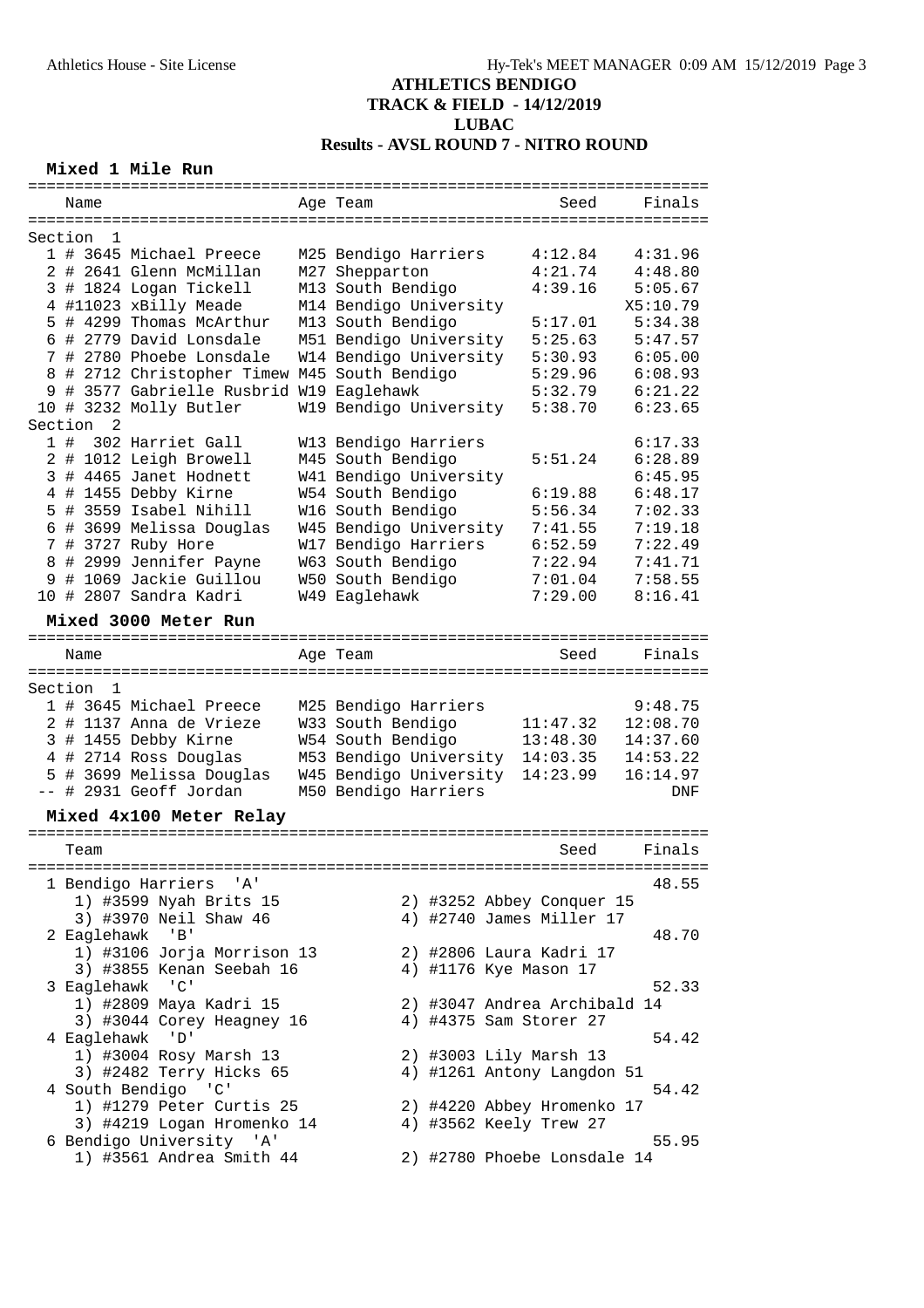ATHLETICS BENDIGO
TRACK & FIELD - 14/12/2019
LUBAC
Results - AVSL ROUND 7 - NITRO ROUND

### Mixed 1 Mile Run

**Section 1**

| Place | Name | Age | Team | Seed | Finals |
|---|---|---|---|---|---|
| 1 | # 3645 Michael Preece | M25 | Bendigo Harriers | 4:12.84 | 4:31.96 |
| 2 | # 2641 Glenn McMillan | M27 | Shepparton | 4:21.74 | 4:48.80 |
| 3 | # 1824 Logan Tickell | M13 | South Bendigo | 4:39.16 | 5:05.67 |
| 4 | #11023 xBilly Meade | M14 | Bendigo University | | X5:10.79 |
| 5 | # 4299 Thomas McArthur | M13 | South Bendigo | 5:17.01 | 5:34.38 |
| 6 | # 2779 David Lonsdale | M51 | Bendigo University | 5:25.63 | 5:47.57 |
| 7 | # 2780 Phoebe Lonsdale | W14 | Bendigo University | 5:30.93 | 6:05.00 |
| 8 | # 2712 Christopher Timew | M45 | South Bendigo | 5:29.96 | 6:08.93 |
| 9 | # 3577 Gabrielle Rusbrid | W19 | Eaglehawk | 5:32.79 | 6:21.22 |
| 10 | # 3232 Molly Butler | W19 | Bendigo University | 5:38.70 | 6:23.65 |

**Section 2**

| Place | Name | Age | Team | Seed | Finals |
|---|---|---|---|---|---|
| 1 | # 302 Harriet Gall | W13 | Bendigo Harriers | | 6:17.33 |
| 2 | # 1012 Leigh Browell | M45 | South Bendigo | 5:51.24 | 6:28.89 |
| 3 | # 4465 Janet Hodnett | W41 | Bendigo University | | 6:45.95 |
| 4 | # 1455 Debby Kirne | W54 | South Bendigo | 6:19.88 | 6:48.17 |
| 5 | # 3559 Isabel Nihill | W16 | South Bendigo | 5:56.34 | 7:02.33 |
| 6 | # 3699 Melissa Douglas | W45 | Bendigo University | 7:41.55 | 7:19.18 |
| 7 | # 3727 Ruby Hore | W17 | Bendigo Harriers | 6:52.59 | 7:22.49 |
| 8 | # 2999 Jennifer Payne | W63 | South Bendigo | 7:22.94 | 7:41.71 |
| 9 | # 1069 Jackie Guillou | W50 | South Bendigo | 7:01.04 | 7:58.55 |
| 10 | # 2807 Sandra Kadri | W49 | Eaglehawk | 7:29.00 | 8:16.41 |

### Mixed 3000 Meter Run

**Section 1**

| Place | Name | Age | Team | Seed | Finals |
|---|---|---|---|---|---|
| 1 | # 3645 Michael Preece | M25 | Bendigo Harriers | | 9:48.75 |
| 2 | # 1137 Anna de Vrieze | W33 | South Bendigo | 11:47.32 | 12:08.70 |
| 3 | # 1455 Debby Kirne | W54 | South Bendigo | 13:48.30 | 14:37.60 |
| 4 | # 2714 Ross Douglas | M53 | Bendigo University | 14:03.35 | 14:53.22 |
| 5 | # 3699 Melissa Douglas | W45 | Bendigo University | 14:23.99 | 16:14.97 |
| -- | # 2931 Geoff Jordan | M50 | Bendigo Harriers | | DNF |

### Mixed 4x100 Meter Relay

| Place | Team | Seed | Finals |
|---|---|---|---|
| 1 | Bendigo Harriers 'A' | | 48.55 |
| | 1) #3599 Nyah Brits 15; 2) #3252 Abbey Conquer 15; 3) #3970 Neil Shaw 46; 4) #2740 James Miller 17 | | |
| 2 | Eaglehawk 'B' | | 48.70 |
| | 1) #3106 Jorja Morrison 13; 2) #2806 Laura Kadri 17; 3) #3855 Kenan Seebah 16; 4) #1176 Kye Mason 17 | | |
| 3 | Eaglehawk 'C' | | 52.33 |
| | 1) #2809 Maya Kadri 15; 2) #3047 Andrea Archibald 14; 3) #3044 Corey Heagney 16; 4) #4375 Sam Storer 27 | | |
| 4 | Eaglehawk 'D' | | 54.42 |
| | 1) #3004 Rosy Marsh 13; 2) #3003 Lily Marsh 13; 3) #2482 Terry Hicks 65; 4) #1261 Antony Langdon 51 | | |
| 4 | South Bendigo 'C' | | 54.42 |
| | 1) #1279 Peter Curtis 25; 2) #4220 Abbey Hromenko 17; 3) #4219 Logan Hromenko 14; 4) #3562 Keely Trew 27 | | |
| 6 | Bendigo University 'A' | | 55.95 |
| | 1) #3561 Andrea Smith 44; 2) #2780 Phoebe Lonsdale 14 | | |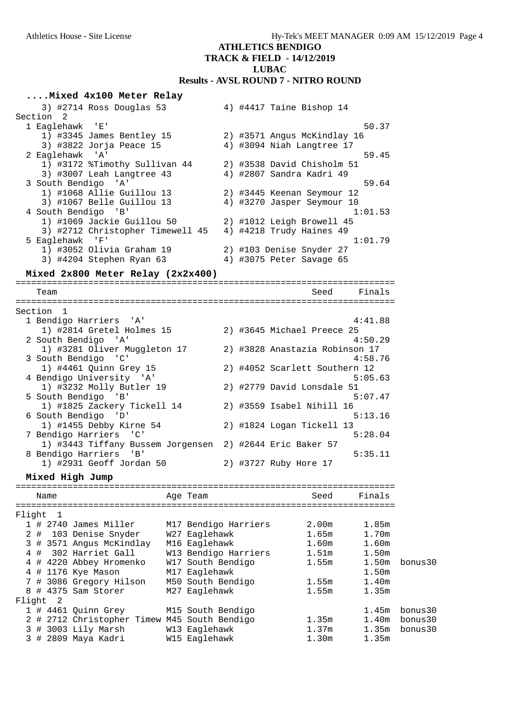ATHLETICS BENDIGO
TRACK & FIELD - 14/12/2019
LUBAC
**Results - AVSL ROUND 7 - NITRO ROUND**

### ....Mixed 4x100 Meter Relay

```
    3) #2714 Ross Douglas 53          4) #4417 Taine Bishop 14
Section  2
  1 Eaglehawk  'E'                                          50.37
     1) #3345 James Bentley 15        2) #3571 Angus McKindlay 16
     3) #3822 Jorja Peace 15          4) #3094 Niah Langtree 17
  2 Eaglehawk  'A'                                          59.45
     1) #3172 %Timothy Sullivan 44    2) #3538 David Chisholm 51
     3) #3007 Leah Langtree 43        4) #2807 Sandra Kadri 49
  3 South Bendigo  'A'                                      59.64
     1) #1068 Allie Guillou 13        2) #3445 Keenan Seymour 12
     3) #1067 Belle Guillou 13        4) #3270 Jasper Seymour 10
  4 South Bendigo  'B'                                    1:01.53
     1) #1069 Jackie Guillou 50       2) #1012 Leigh Browell 45
     3) #2712 Christopher Timewell 45  4) #4218 Trudy Haines 49
  5 Eaglehawk  'F'                                        1:01.79
     1) #3052 Olivia Graham 19        2) #103 Denise Snyder 27
     3) #4204 Stephen Ryan 63         4) #3075 Peter Savage 65
```

### Mixed 2x800 Meter Relay (2x2x400)

```
========================================================================
    Team                                              Seed     Finals
========================================================================
Section  1
  1 Bendigo Harriers  'A'                                   4:41.88
     1) #2814 Gretel Holmes 15        2) #3645 Michael Preece 25
  2 South Bendigo  'A'                                      4:50.29
     1) #3281 Oliver Muggleton 17     2) #3828 Anastazia Robinson 17
  3 South Bendigo  'C'                                      4:58.76
     1) #4461 Quinn Grey 15           2) #4052 Scarlett Southern 12
  4 Bendigo University  'A'                                 5:05.63
     1) #3232 Molly Butler 19         2) #2779 David Lonsdale 51
  5 South Bendigo  'B'                                      5:07.47
     1) #1825 Zackery Tickell 14      2) #3559 Isabel Nihill 16
  6 South Bendigo  'D'                                      5:13.16
     1) #1455 Debby Kirne 54          2) #1824 Logan Tickell 13
  7 Bendigo Harriers  'C'                                   5:28.04
     1) #3443 Tiffany Bussem Jorgensen  2) #2644 Eric Baker 57
  8 Bendigo Harriers  'B'                                   5:35.11
     1) #2931 Geoff Jordan 50         2) #3727 Ruby Hore 17
```

### Mixed High Jump

```
========================================================================
    Name                    Age Team                  Seed     Finals
========================================================================
Flight  1
  1 # 2740 James Miller     M17 Bendigo Harriers      2.00m      1.85m
  2 #  103 Denise Snyder    W27 Eaglehawk             1.65m      1.70m
  3 # 3571 Angus McKindlay  M16 Eaglehawk             1.60m      1.60m
  4 #  302 Harriet Gall     W13 Bendigo Harriers      1.51m      1.50m
  4 # 4220 Abbey Hromenko   W17 South Bendigo         1.55m      1.50m  bonus30
  4 # 1176 Kye Mason        M17 Eaglehawk                        1.50m
  7 # 3086 Gregory Hilson   M50 South Bendigo         1.55m      1.40m
  8 # 4375 Sam Storer       M27 Eaglehawk             1.55m      1.35m
Flight  2
  1 # 4461 Quinn Grey       M15 South Bendigo                    1.45m  bonus30
  2 # 2712 Christopher Timew M45 South Bendigo        1.35m      1.40m  bonus30
  3 # 3003 Lily Marsh       W13 Eaglehawk             1.37m      1.35m  bonus30
  3 # 2809 Maya Kadri       W15 Eaglehawk             1.30m      1.35m
```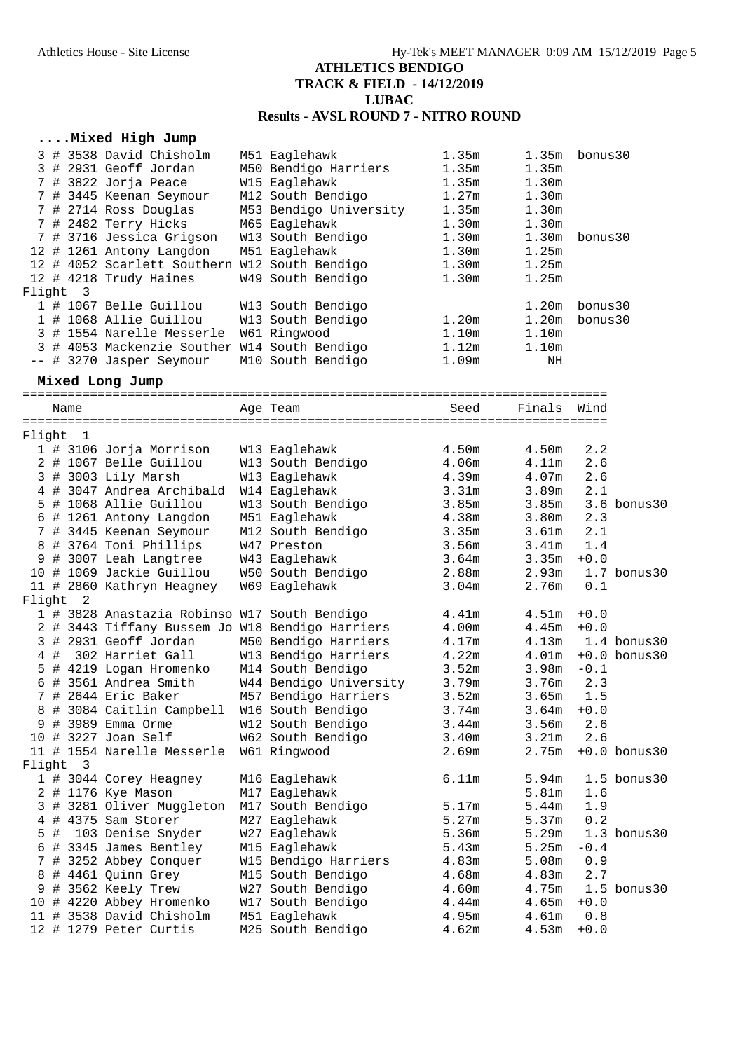# ATHLETICS BENDIGO
## TRACK & FIELD - 14/12/2019
## LUBAC
## Results - AVSL ROUND 7 - NITRO ROUND

### ....Mixed High Jump

| Place | Name | Age | Team | Seed | Finals | Note |
|---|---|---|---|---|---|---|
| 3 | # 3538 David Chisholm | M51 | Eaglehawk | 1.35m | 1.35m | bonus30 |
| 3 | # 2931 Geoff Jordan | M50 | Bendigo Harriers | 1.35m | 1.35m | |
| 7 | # 3822 Jorja Peace | W15 | Eaglehawk | 1.35m | 1.30m | |
| 7 | # 3445 Keenan Seymour | M12 | South Bendigo | 1.27m | 1.30m | |
| 7 | # 2714 Ross Douglas | M53 | Bendigo University | 1.35m | 1.30m | |
| 7 | # 2482 Terry Hicks | M65 | Eaglehawk | 1.30m | 1.30m | |
| 7 | # 3716 Jessica Grigson | W13 | South Bendigo | 1.30m | 1.30m | bonus30 |
| 12 | # 1261 Antony Langdon | M51 | Eaglehawk | 1.30m | 1.25m | |
| 12 | # 4052 Scarlett Southern | W12 | South Bendigo | 1.30m | 1.25m | |
| 12 | # 4218 Trudy Haines | W49 | South Bendigo | 1.30m | 1.25m | |
| **Flight 3** | | | | | | |
| 1 | # 1067 Belle Guillou | W13 | South Bendigo | | 1.20m | bonus30 |
| 1 | # 1068 Allie Guillou | W13 | South Bendigo | 1.20m | 1.20m | bonus30 |
| 3 | # 1554 Narelle Messerle | W61 | Ringwood | 1.10m | 1.10m | |
| 3 | # 4053 Mackenzie Souther | W14 | South Bendigo | 1.12m | 1.10m | |
| -- | # 3270 Jasper Seymour | M10 | South Bendigo | 1.09m | NH | |

### Mixed Long Jump

| Place | Name | Age | Team | Seed | Finals | Wind | Note |
|---|---|---|---|---|---|---|---|
| **Flight 1** | | | | | | | |
| 1 | # 3106 Jorja Morrison | W13 | Eaglehawk | 4.50m | 4.50m | 2.2 | |
| 2 | # 1067 Belle Guillou | W13 | South Bendigo | 4.06m | 4.11m | 2.6 | |
| 3 | # 3003 Lily Marsh | W13 | Eaglehawk | 4.39m | 4.07m | 2.6 | |
| 4 | # 3047 Andrea Archibald | W14 | Eaglehawk | 3.31m | 3.89m | 2.1 | |
| 5 | # 1068 Allie Guillou | W13 | South Bendigo | 3.85m | 3.85m | 3.6 | bonus30 |
| 6 | # 1261 Antony Langdon | M51 | Eaglehawk | 4.38m | 3.80m | 2.3 | |
| 7 | # 3445 Keenan Seymour | M12 | South Bendigo | 3.35m | 3.61m | 2.1 | |
| 8 | # 3764 Toni Phillips | W47 | Preston | 3.56m | 3.41m | 1.4 | |
| 9 | # 3007 Leah Langtree | W43 | Eaglehawk | 3.64m | 3.35m | +0.0 | |
| 10 | # 1069 Jackie Guillou | W50 | South Bendigo | 2.88m | 2.93m | 1.7 | bonus30 |
| 11 | # 2860 Kathryn Heagney | W69 | Eaglehawk | 3.04m | 2.76m | 0.1 | |
| **Flight 2** | | | | | | | |
| 1 | # 3828 Anastazia Robinso | W17 | South Bendigo | 4.41m | 4.51m | +0.0 | |
| 2 | # 3443 Tiffany Bussem Jo | W18 | Bendigo Harriers | 4.00m | 4.45m | +0.0 | |
| 3 | # 2931 Geoff Jordan | M50 | Bendigo Harriers | 4.17m | 4.13m | 1.4 | bonus30 |
| 4 | # 302 Harriet Gall | W13 | Bendigo Harriers | 4.22m | 4.01m | +0.0 | bonus30 |
| 5 | # 4219 Logan Hromenko | M14 | South Bendigo | 3.52m | 3.98m | -0.1 | |
| 6 | # 3561 Andrea Smith | W44 | Bendigo University | 3.79m | 3.76m | 2.3 | |
| 7 | # 2644 Eric Baker | M57 | Bendigo Harriers | 3.52m | 3.65m | 1.5 | |
| 8 | # 3084 Caitlin Campbell | W16 | South Bendigo | 3.74m | 3.64m | +0.0 | |
| 9 | # 3989 Emma Orme | W12 | South Bendigo | 3.44m | 3.56m | 2.6 | |
| 10 | # 3227 Joan Self | W62 | South Bendigo | 3.40m | 3.21m | 2.6 | |
| 11 | # 1554 Narelle Messerle | W61 | Ringwood | 2.69m | 2.75m | +0.0 | bonus30 |
| **Flight 3** | | | | | | | |
| 1 | # 3044 Corey Heagney | M16 | Eaglehawk | 6.11m | 5.94m | 1.5 | bonus30 |
| 2 | # 1176 Kye Mason | M17 | Eaglehawk | | 5.81m | 1.6 | |
| 3 | # 3281 Oliver Muggleton | M17 | South Bendigo | 5.17m | 5.44m | 1.9 | |
| 4 | # 4375 Sam Storer | M27 | Eaglehawk | 5.27m | 5.37m | 0.2 | |
| 5 | # 103 Denise Snyder | W27 | Eaglehawk | 5.36m | 5.29m | 1.3 | bonus30 |
| 6 | # 3345 James Bentley | M15 | Eaglehawk | 5.43m | 5.25m | -0.4 | |
| 7 | # 3252 Abbey Conquer | W15 | Bendigo Harriers | 4.83m | 5.08m | 0.9 | |
| 8 | # 4461 Quinn Grey | M15 | South Bendigo | 4.68m | 4.83m | 2.7 | |
| 9 | # 3562 Keely Trew | W27 | South Bendigo | 4.60m | 4.75m | 1.5 | bonus30 |
| 10 | # 4220 Abbey Hromenko | W17 | South Bendigo | 4.44m | 4.65m | +0.0 | |
| 11 | # 3538 David Chisholm | M51 | Eaglehawk | 4.95m | 4.61m | 0.8 | |
| 12 | # 1279 Peter Curtis | M25 | South Bendigo | 4.62m | 4.53m | +0.0 | |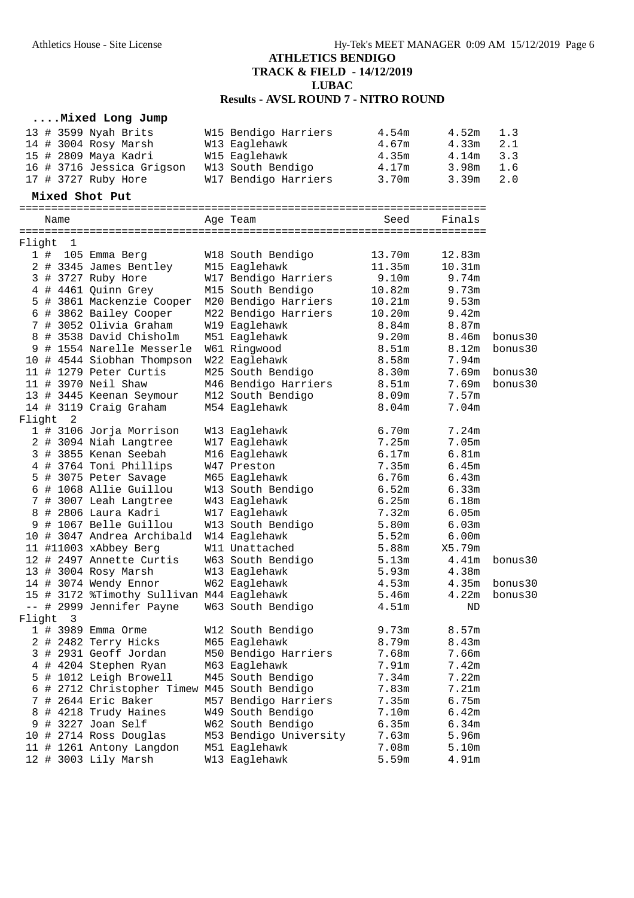# ATHLETICS BENDIGO
## TRACK & FIELD - 14/12/2019
## LUBAC
## Results - AVSL ROUND 7 - NITRO ROUND

### ....Mixed Long Jump

| Place | Comp# | Name | Age Team | Seed | Finals | Wind |
|---|---|---|---|---|---|---|
| 13 | # 3599 | Nyah Brits | W15 Bendigo Harriers | 4.54m | 4.52m | 1.3 |
| 14 | # 3004 | Rosy Marsh | W13 Eaglehawk | 4.67m | 4.33m | 2.1 |
| 15 | # 2809 | Maya Kadri | W15 Eaglehawk | 4.35m | 4.14m | 3.3 |
| 16 | # 3716 | Jessica Grigson | W13 South Bendigo | 4.17m | 3.98m | 1.6 |
| 17 | # 3727 | Ruby Hore | W17 Bendigo Harriers | 3.70m | 3.39m | 2.0 |

### Mixed Shot Put

| Place | Comp# | Name | Age Team | Seed | Finals | |
|---|---|---|---|---|---|---|
| **Flight 1** | | | | | | |
| 1 | # 105 | Emma Berg | W18 South Bendigo | 13.70m | 12.83m | |
| 2 | # 3345 | James Bentley | M15 Eaglehawk | 11.35m | 10.31m | |
| 3 | # 3727 | Ruby Hore | W17 Bendigo Harriers | 9.10m | 9.74m | |
| 4 | # 4461 | Quinn Grey | M15 South Bendigo | 10.82m | 9.73m | |
| 5 | # 3861 | Mackenzie Cooper | M20 Bendigo Harriers | 10.21m | 9.53m | |
| 6 | # 3862 | Bailey Cooper | M22 Bendigo Harriers | 10.20m | 9.42m | |
| 7 | # 3052 | Olivia Graham | W19 Eaglehawk | 8.84m | 8.87m | |
| 8 | # 3538 | David Chisholm | M51 Eaglehawk | 9.20m | 8.46m | bonus30 |
| 9 | # 1554 | Narelle Messerle | W61 Ringwood | 8.51m | 8.12m | bonus30 |
| 10 | # 4544 | Siobhan Thompson | W22 Eaglehawk | 8.58m | 7.94m | |
| 11 | # 1279 | Peter Curtis | M25 South Bendigo | 8.30m | 7.69m | bonus30 |
| 11 | # 3970 | Neil Shaw | M46 Bendigo Harriers | 8.51m | 7.69m | bonus30 |
| 13 | # 3445 | Keenan Seymour | M12 South Bendigo | 8.09m | 7.57m | |
| 14 | # 3119 | Craig Graham | M54 Eaglehawk | 8.04m | 7.04m | |
| **Flight 2** | | | | | | |
| 1 | # 3106 | Jorja Morrison | W13 Eaglehawk | 6.70m | 7.24m | |
| 2 | # 3094 | Niah Langtree | W17 Eaglehawk | 7.25m | 7.05m | |
| 3 | # 3855 | Kenan Seebah | M16 Eaglehawk | 6.17m | 6.81m | |
| 4 | # 3764 | Toni Phillips | W47 Preston | 7.35m | 6.45m | |
| 5 | # 3075 | Peter Savage | M65 Eaglehawk | 6.76m | 6.43m | |
| 6 | # 1068 | Allie Guillou | W13 South Bendigo | 6.52m | 6.33m | |
| 7 | # 3007 | Leah Langtree | W43 Eaglehawk | 6.25m | 6.18m | |
| 8 | # 2806 | Laura Kadri | W17 Eaglehawk | 7.32m | 6.05m | |
| 9 | # 1067 | Belle Guillou | W13 South Bendigo | 5.80m | 6.03m | |
| 10 | # 3047 | Andrea Archibald | W14 Eaglehawk | 5.52m | 6.00m | |
| 11 | #11003 | xAbbey Berg | W11 Unattached | 5.88m | X5.79m | |
| 12 | # 2497 | Annette Curtis | W63 South Bendigo | 5.13m | 4.41m | bonus30 |
| 13 | # 3004 | Rosy Marsh | W13 Eaglehawk | 5.93m | 4.38m | |
| 14 | # 3074 | Wendy Ennor | W62 Eaglehawk | 4.53m | 4.35m | bonus30 |
| 15 | # 3172 | %Timothy Sullivan | M44 Eaglehawk | 5.46m | 4.22m | bonus30 |
| -- | # 2999 | Jennifer Payne | W63 South Bendigo | 4.51m | ND | |
| **Flight 3** | | | | | | |
| 1 | # 3989 | Emma Orme | W12 South Bendigo | 9.73m | 8.57m | |
| 2 | # 2482 | Terry Hicks | M65 Eaglehawk | 8.79m | 8.43m | |
| 3 | # 2931 | Geoff Jordan | M50 Bendigo Harriers | 7.68m | 7.66m | |
| 4 | # 4204 | Stephen Ryan | M63 Eaglehawk | 7.91m | 7.42m | |
| 5 | # 1012 | Leigh Browell | M45 South Bendigo | 7.34m | 7.22m | |
| 6 | # 2712 | Christopher Timew | M45 South Bendigo | 7.83m | 7.21m | |
| 7 | # 2644 | Eric Baker | M57 Bendigo Harriers | 7.35m | 6.75m | |
| 8 | # 4218 | Trudy Haines | W49 South Bendigo | 7.10m | 6.42m | |
| 9 | # 3227 | Joan Self | W62 South Bendigo | 6.35m | 6.34m | |
| 10 | # 2714 | Ross Douglas | M53 Bendigo University | 7.63m | 5.96m | |
| 11 | # 1261 | Antony Langdon | M51 Eaglehawk | 7.08m | 5.10m | |
| 12 | # 3003 | Lily Marsh | W13 Eaglehawk | 5.59m | 4.91m | |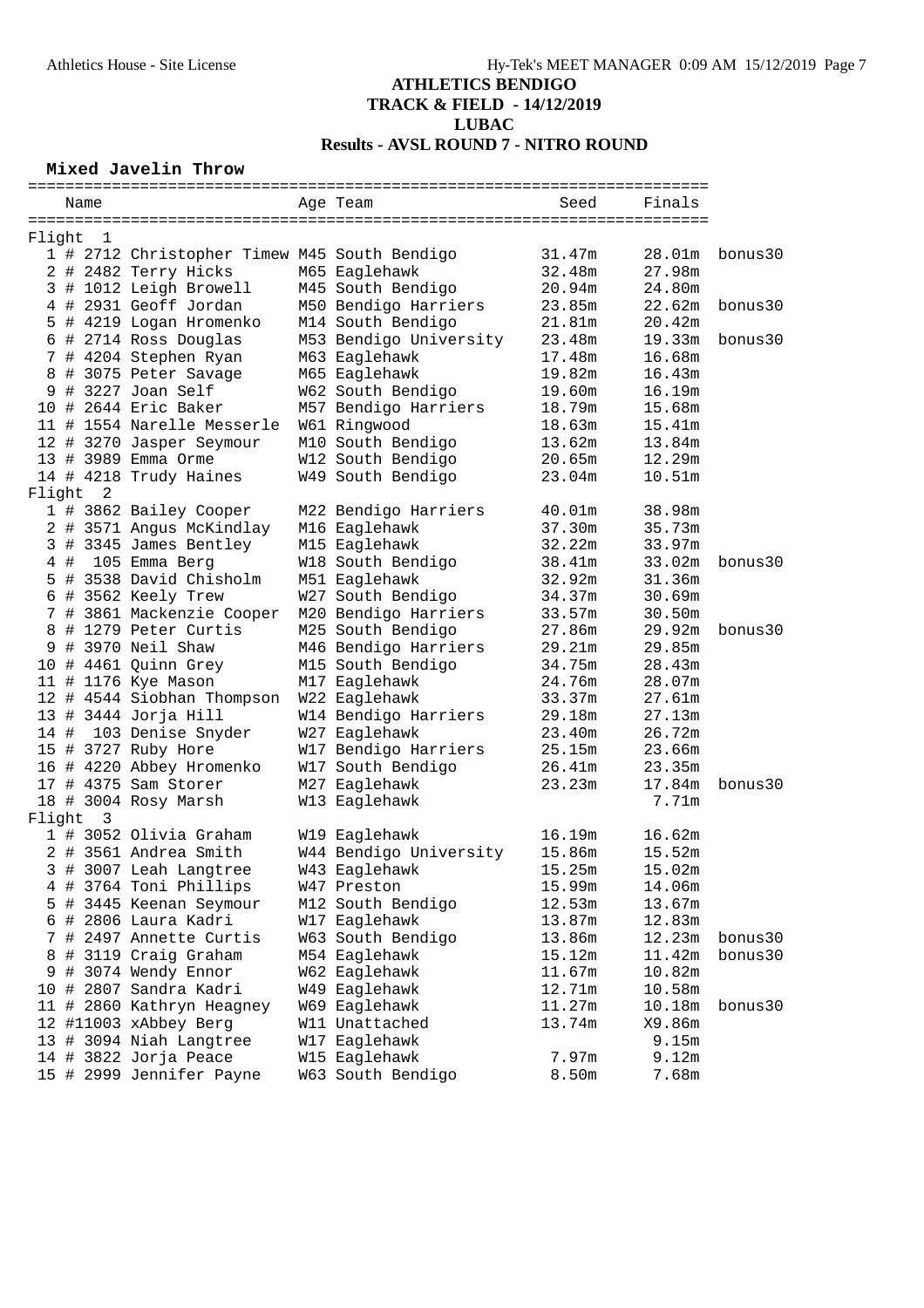# ATHLETICS BENDIGO
## TRACK & FIELD - 14/12/2019
## LUBAC
## Results - AVSL ROUND 7 - NITRO ROUND

**Mixed Javelin Throw**

| Place | Comp # | Name | Age | Team | Seed | Finals | |
|---|---|---|---|---|---|---|---|
| **Flight 1** | | | | | | | |
| 1 | # 2712 | Christopher Timew | M45 | South Bendigo | 31.47m | 28.01m | bonus30 |
| 2 | # 2482 | Terry Hicks | M65 | Eaglehawk | 32.48m | 27.98m | |
| 3 | # 1012 | Leigh Browell | M45 | South Bendigo | 20.94m | 24.80m | |
| 4 | # 2931 | Geoff Jordan | M50 | Bendigo Harriers | 23.85m | 22.62m | bonus30 |
| 5 | # 4219 | Logan Hromenko | M14 | South Bendigo | 21.81m | 20.42m | |
| 6 | # 2714 | Ross Douglas | M53 | Bendigo University | 23.48m | 19.33m | bonus30 |
| 7 | # 4204 | Stephen Ryan | M63 | Eaglehawk | 17.48m | 16.68m | |
| 8 | # 3075 | Peter Savage | M65 | Eaglehawk | 19.82m | 16.43m | |
| 9 | # 3227 | Joan Self | W62 | South Bendigo | 19.60m | 16.19m | |
| 10 | # 2644 | Eric Baker | M57 | Bendigo Harriers | 18.79m | 15.68m | |
| 11 | # 1554 | Narelle Messerle | W61 | Ringwood | 18.63m | 15.41m | |
| 12 | # 3270 | Jasper Seymour | M10 | South Bendigo | 13.62m | 13.84m | |
| 13 | # 3989 | Emma Orme | W12 | South Bendigo | 20.65m | 12.29m | |
| 14 | # 4218 | Trudy Haines | W49 | South Bendigo | 23.04m | 10.51m | |
| **Flight 2** | | | | | | | |
| 1 | # 3862 | Bailey Cooper | M22 | Bendigo Harriers | 40.01m | 38.98m | |
| 2 | # 3571 | Angus McKindlay | M16 | Eaglehawk | 37.30m | 35.73m | |
| 3 | # 3345 | James Bentley | M15 | Eaglehawk | 32.22m | 33.97m | |
| 4 | # 105 | Emma Berg | W18 | South Bendigo | 38.41m | 33.02m | bonus30 |
| 5 | # 3538 | David Chisholm | M51 | Eaglehawk | 32.92m | 31.36m | |
| 6 | # 3562 | Keely Trew | W27 | South Bendigo | 34.37m | 30.69m | |
| 7 | # 3861 | Mackenzie Cooper | M20 | Bendigo Harriers | 33.57m | 30.50m | |
| 8 | # 1279 | Peter Curtis | M25 | South Bendigo | 27.86m | 29.92m | bonus30 |
| 9 | # 3970 | Neil Shaw | M46 | Bendigo Harriers | 29.21m | 29.85m | |
| 10 | # 4461 | Quinn Grey | M15 | South Bendigo | 34.75m | 28.43m | |
| 11 | # 1176 | Kye Mason | M17 | Eaglehawk | 24.76m | 28.07m | |
| 12 | # 4544 | Siobhan Thompson | W22 | Eaglehawk | 33.37m | 27.61m | |
| 13 | # 3444 | Jorja Hill | W14 | Bendigo Harriers | 29.18m | 27.13m | |
| 14 | # 103 | Denise Snyder | W27 | Eaglehawk | 23.40m | 26.72m | |
| 15 | # 3727 | Ruby Hore | W17 | Bendigo Harriers | 25.15m | 23.66m | |
| 16 | # 4220 | Abbey Hromenko | W17 | South Bendigo | 26.41m | 23.35m | |
| 17 | # 4375 | Sam Storer | M27 | Eaglehawk | 23.23m | 17.84m | bonus30 |
| 18 | # 3004 | Rosy Marsh | W13 | Eaglehawk | | 7.71m | |
| **Flight 3** | | | | | | | |
| 1 | # 3052 | Olivia Graham | W19 | Eaglehawk | 16.19m | 16.62m | |
| 2 | # 3561 | Andrea Smith | W44 | Bendigo University | 15.86m | 15.52m | |
| 3 | # 3007 | Leah Langtree | W43 | Eaglehawk | 15.25m | 15.02m | |
| 4 | # 3764 | Toni Phillips | W47 | Preston | 15.99m | 14.06m | |
| 5 | # 3445 | Keenan Seymour | M12 | South Bendigo | 12.53m | 13.67m | |
| 6 | # 2806 | Laura Kadri | W17 | Eaglehawk | 13.87m | 12.83m | |
| 7 | # 2497 | Annette Curtis | W63 | South Bendigo | 13.86m | 12.23m | bonus30 |
| 8 | # 3119 | Craig Graham | M54 | Eaglehawk | 15.12m | 11.42m | bonus30 |
| 9 | # 3074 | Wendy Ennor | W62 | Eaglehawk | 11.67m | 10.82m | |
| 10 | # 2807 | Sandra Kadri | W49 | Eaglehawk | 12.71m | 10.58m | |
| 11 | # 2860 | Kathryn Heagney | W69 | Eaglehawk | 11.27m | 10.18m | bonus30 |
| 12 | #11003 | xAbbey Berg | W11 | Unattached | 13.74m | X9.86m | |
| 13 | # 3094 | Niah Langtree | W17 | Eaglehawk | | 9.15m | |
| 14 | # 3822 | Jorja Peace | W15 | Eaglehawk | 7.97m | 9.12m | |
| 15 | # 2999 | Jennifer Payne | W63 | South Bendigo | 8.50m | 7.68m | |